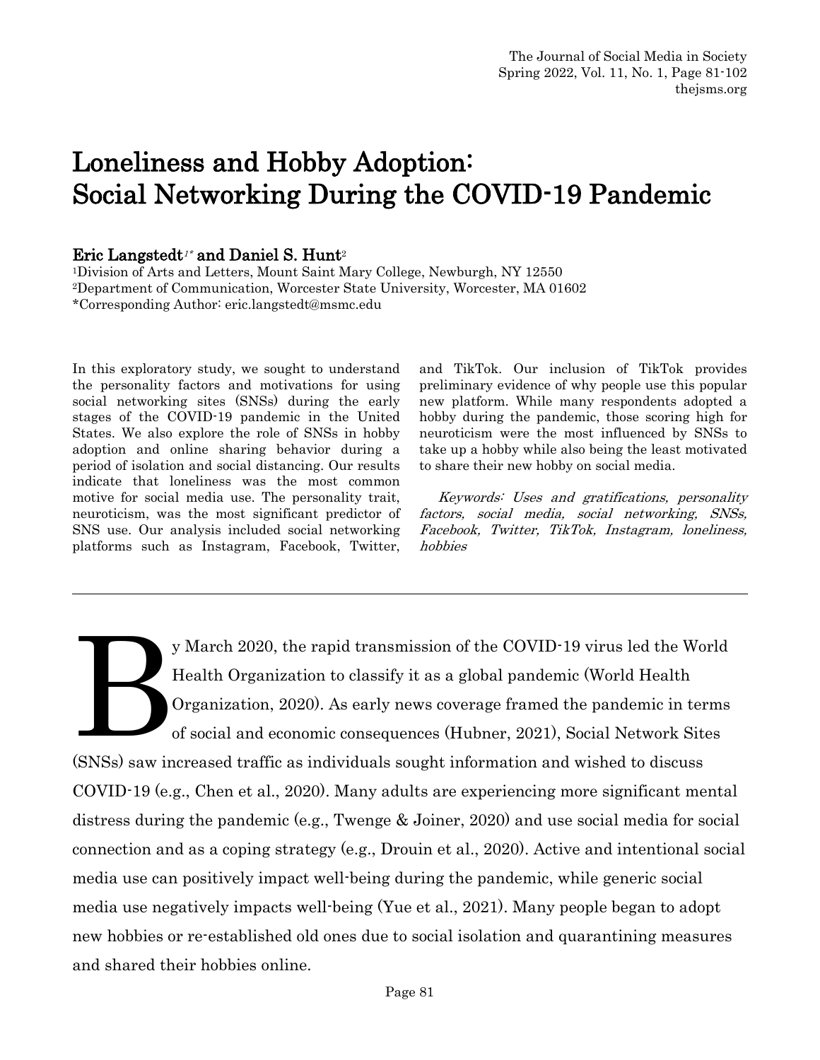# Loneliness and Hobby Adoption: Social Networking During the COVID-19 Pandemic

**Eric Langstedt[1*] and Daniel S. Hunt[2]**

[1]Division of Arts and Letters, Mount Saint Mary College, Newburgh, NY 12550
[2]Department of Communication, Worcester State University, Worcester, MA 01602
*Corresponding Author: eric.langstedt@msmc.edu

In this exploratory study, we sought to understand the personality factors and motivations for using social networking sites (SNSs) during the early stages of the COVID-19 pandemic in the United States. We also explore the role of SNSs in hobby adoption and online sharing behavior during a period of isolation and social distancing. Our results indicate that loneliness was the most common motive for social media use. The personality trait, neuroticism, was the most significant predictor of SNS use. Our analysis included social networking platforms such as Instagram, Facebook, Twitter, and TikTok. Our inclusion of TikTok provides preliminary evidence of why people use this popular new platform. While many respondents adopted a hobby during the pandemic, those scoring high for neuroticism were the most influenced by SNSs to take up a hobby while also being the least motivated to share their new hobby on social media.

*Keywords: Uses and gratifications, personality factors, social media, social networking, SNSs, Facebook, Twitter, TikTok, Instagram, loneliness, hobbies*

---

By March 2020, the rapid transmission of the COVID-19 virus led the World Health Organization to classify it as a global pandemic (World Health Organization, 2020). As early news coverage framed the pandemic in terms of social and economic consequences (Hubner, 2021), Social Network Sites (SNSs) saw increased traffic as individuals sought information and wished to discuss COVID-19 (e.g., Chen et al., 2020). Many adults are experiencing more significant mental distress during the pandemic (e.g., Twenge & Joiner, 2020) and use social media for social connection and as a coping strategy (e.g., Drouin et al., 2020). Active and intentional social media use can positively impact well-being during the pandemic, while generic social media use negatively impacts well-being (Yue et al., 2021). Many people began to adopt new hobbies or re-established old ones due to social isolation and quarantining measures and shared their hobbies online.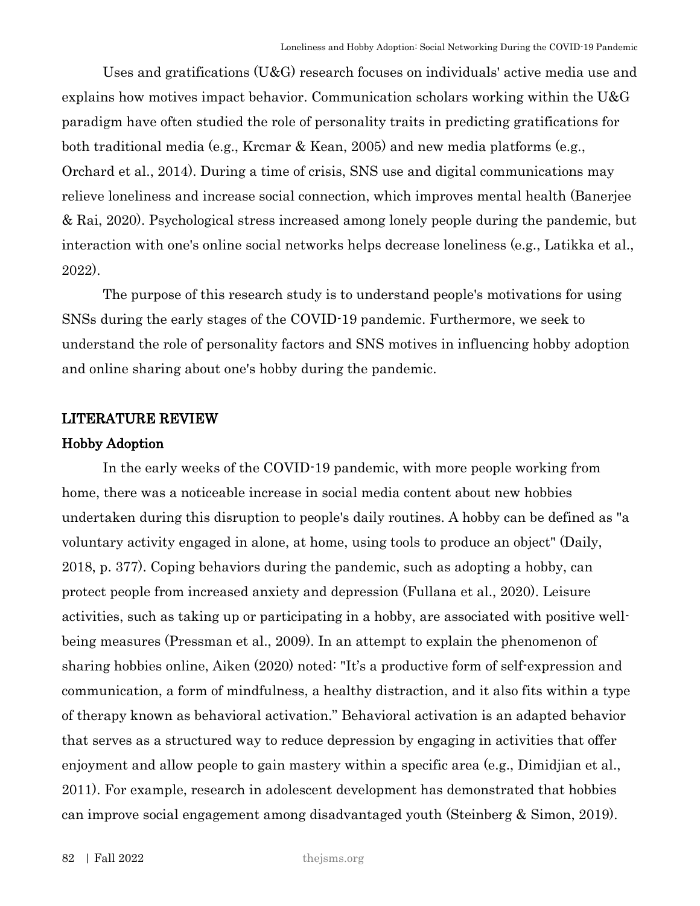Uses and gratifications (U&G) research focuses on individuals' active media use and explains how motives impact behavior. Communication scholars working within the U&G paradigm have often studied the role of personality traits in predicting gratifications for both traditional media (e.g., Krcmar & Kean, 2005) and new media platforms (e.g., Orchard et al., 2014). During a time of crisis, SNS use and digital communications may relieve loneliness and increase social connection, which improves mental health (Banerjee & Rai, 2020). Psychological stress increased among lonely people during the pandemic, but interaction with one's online social networks helps decrease loneliness (e.g., Latikka et al., 2022).

The purpose of this research study is to understand people's motivations for using SNSs during the early stages of the COVID-19 pandemic. Furthermore, we seek to understand the role of personality factors and SNS motives in influencing hobby adoption and online sharing about one's hobby during the pandemic.

## LITERATURE REVIEW

### Hobby Adoption

In the early weeks of the COVID-19 pandemic, with more people working from home, there was a noticeable increase in social media content about new hobbies undertaken during this disruption to people's daily routines. A hobby can be defined as "a voluntary activity engaged in alone, at home, using tools to produce an object" (Daily, 2018, p. 377). Coping behaviors during the pandemic, such as adopting a hobby, can protect people from increased anxiety and depression (Fullana et al., 2020). Leisure activities, such as taking up or participating in a hobby, are associated with positive well-being measures (Pressman et al., 2009). In an attempt to explain the phenomenon of sharing hobbies online, Aiken (2020) noted: "It's a productive form of self-expression and communication, a form of mindfulness, a healthy distraction, and it also fits within a type of therapy known as behavioral activation." Behavioral activation is an adapted behavior that serves as a structured way to reduce depression by engaging in activities that offer enjoyment and allow people to gain mastery within a specific area (e.g., Dimidjian et al., 2011). For example, research in adolescent development has demonstrated that hobbies can improve social engagement among disadvantaged youth (Steinberg & Simon, 2019).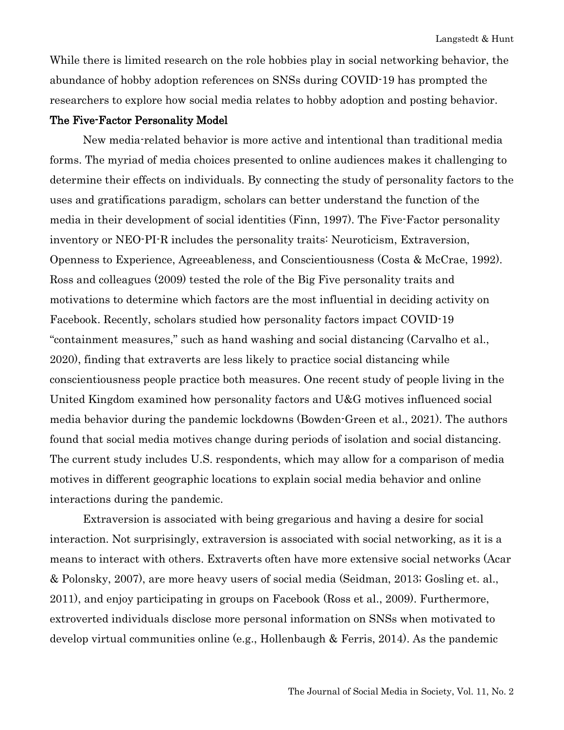While there is limited research on the role hobbies play in social networking behavior, the abundance of hobby adoption references on SNSs during COVID-19 has prompted the researchers to explore how social media relates to hobby adoption and posting behavior.

## The Five-Factor Personality Model

New media-related behavior is more active and intentional than traditional media forms. The myriad of media choices presented to online audiences makes it challenging to determine their effects on individuals. By connecting the study of personality factors to the uses and gratifications paradigm, scholars can better understand the function of the media in their development of social identities (Finn, 1997). The Five-Factor personality inventory or NEO-PI-R includes the personality traits: Neuroticism, Extraversion, Openness to Experience, Agreeableness, and Conscientiousness (Costa & McCrae, 1992). Ross and colleagues (2009) tested the role of the Big Five personality traits and motivations to determine which factors are the most influential in deciding activity on Facebook. Recently, scholars studied how personality factors impact COVID-19 "containment measures," such as hand washing and social distancing (Carvalho et al., 2020), finding that extraverts are less likely to practice social distancing while conscientiousness people practice both measures. One recent study of people living in the United Kingdom examined how personality factors and U&G motives influenced social media behavior during the pandemic lockdowns (Bowden-Green et al., 2021). The authors found that social media motives change during periods of isolation and social distancing. The current study includes U.S. respondents, which may allow for a comparison of media motives in different geographic locations to explain social media behavior and online interactions during the pandemic.

Extraversion is associated with being gregarious and having a desire for social interaction. Not surprisingly, extraversion is associated with social networking, as it is a means to interact with others. Extraverts often have more extensive social networks (Acar & Polonsky, 2007), are more heavy users of social media (Seidman, 2013; Gosling et. al., 2011), and enjoy participating in groups on Facebook (Ross et al., 2009). Furthermore, extroverted individuals disclose more personal information on SNSs when motivated to develop virtual communities online (e.g., Hollenbaugh & Ferris, 2014). As the pandemic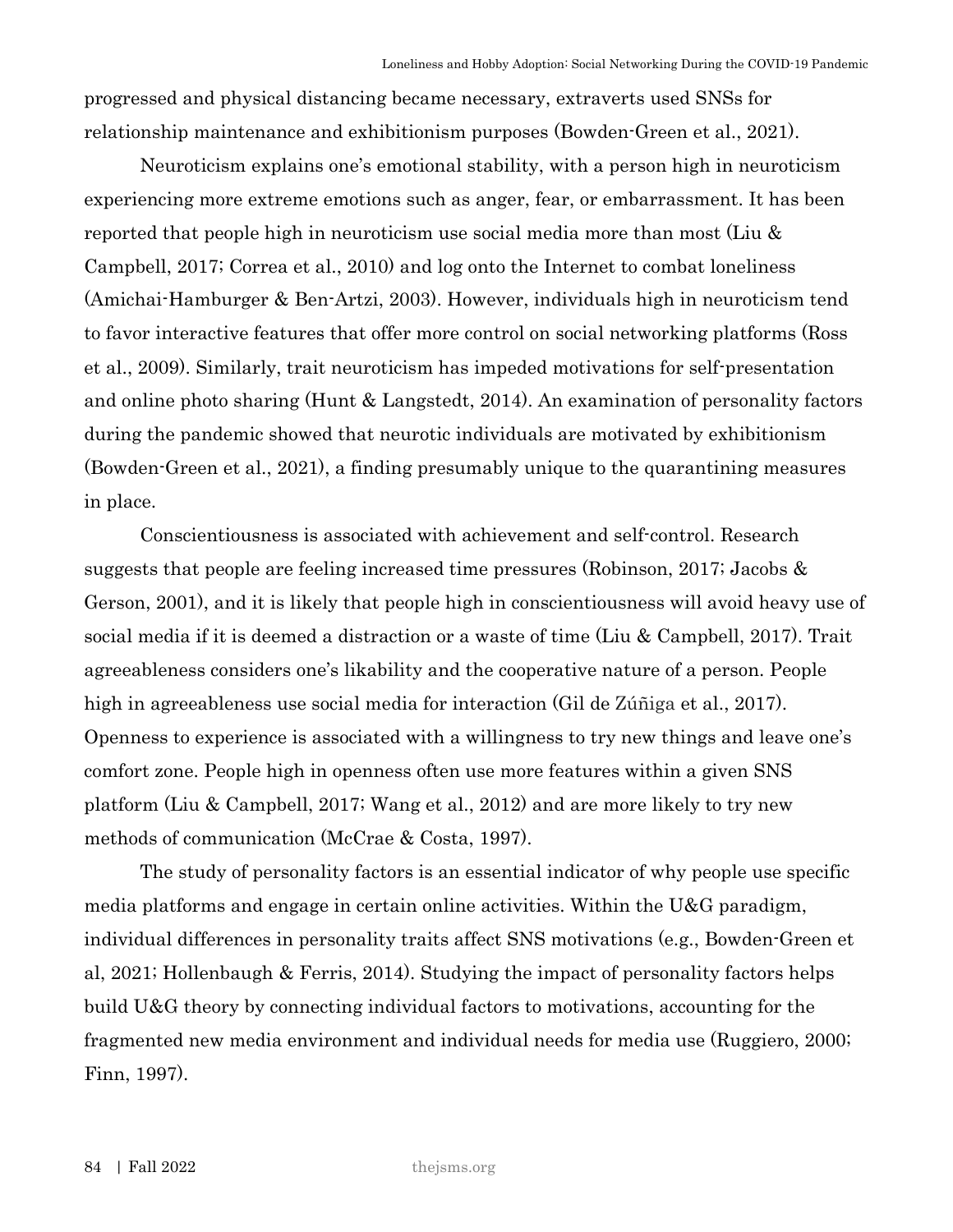progressed and physical distancing became necessary, extraverts used SNSs for relationship maintenance and exhibitionism purposes (Bowden-Green et al., 2021).

Neuroticism explains one's emotional stability, with a person high in neuroticism experiencing more extreme emotions such as anger, fear, or embarrassment. It has been reported that people high in neuroticism use social media more than most (Liu & Campbell, 2017; Correa et al., 2010) and log onto the Internet to combat loneliness (Amichai-Hamburger & Ben-Artzi, 2003). However, individuals high in neuroticism tend to favor interactive features that offer more control on social networking platforms (Ross et al., 2009). Similarly, trait neuroticism has impeded motivations for self-presentation and online photo sharing (Hunt & Langstedt, 2014). An examination of personality factors during the pandemic showed that neurotic individuals are motivated by exhibitionism (Bowden-Green et al., 2021), a finding presumably unique to the quarantining measures in place.

Conscientiousness is associated with achievement and self-control. Research suggests that people are feeling increased time pressures (Robinson, 2017; Jacobs & Gerson, 2001), and it is likely that people high in conscientiousness will avoid heavy use of social media if it is deemed a distraction or a waste of time (Liu & Campbell, 2017). Trait agreeableness considers one's likability and the cooperative nature of a person. People high in agreeableness use social media for interaction (Gil de Zúñiga et al., 2017). Openness to experience is associated with a willingness to try new things and leave one's comfort zone. People high in openness often use more features within a given SNS platform (Liu & Campbell, 2017; Wang et al., 2012) and are more likely to try new methods of communication (McCrae & Costa, 1997).

The study of personality factors is an essential indicator of why people use specific media platforms and engage in certain online activities. Within the U&G paradigm, individual differences in personality traits affect SNS motivations (e.g., Bowden-Green et al, 2021; Hollenbaugh & Ferris, 2014). Studying the impact of personality factors helps build U&G theory by connecting individual factors to motivations, accounting for the fragmented new media environment and individual needs for media use (Ruggiero, 2000; Finn, 1997).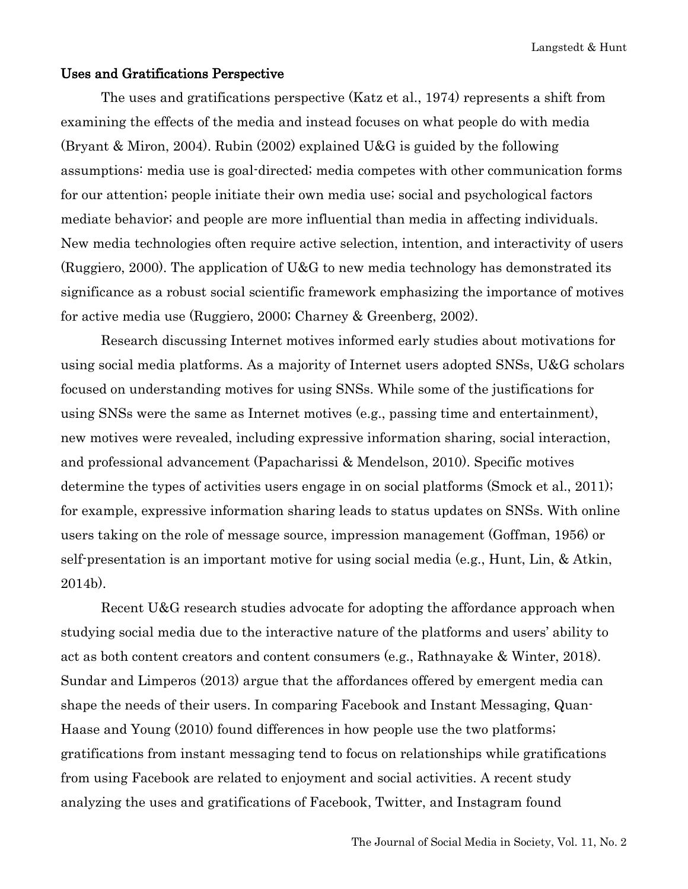## Uses and Gratifications Perspective

The uses and gratifications perspective (Katz et al., 1974) represents a shift from examining the effects of the media and instead focuses on what people do with media (Bryant & Miron, 2004). Rubin (2002) explained U&G is guided by the following assumptions: media use is goal-directed; media competes with other communication forms for our attention; people initiate their own media use; social and psychological factors mediate behavior; and people are more influential than media in affecting individuals. New media technologies often require active selection, intention, and interactivity of users (Ruggiero, 2000). The application of U&G to new media technology has demonstrated its significance as a robust social scientific framework emphasizing the importance of motives for active media use (Ruggiero, 2000; Charney & Greenberg, 2002).

Research discussing Internet motives informed early studies about motivations for using social media platforms. As a majority of Internet users adopted SNSs, U&G scholars focused on understanding motives for using SNSs. While some of the justifications for using SNSs were the same as Internet motives (e.g., passing time and entertainment), new motives were revealed, including expressive information sharing, social interaction, and professional advancement (Papacharissi & Mendelson, 2010). Specific motives determine the types of activities users engage in on social platforms (Smock et al., 2011); for example, expressive information sharing leads to status updates on SNSs. With online users taking on the role of message source, impression management (Goffman, 1956) or self-presentation is an important motive for using social media (e.g., Hunt, Lin, & Atkin, 2014b).

Recent U&G research studies advocate for adopting the affordance approach when studying social media due to the interactive nature of the platforms and users' ability to act as both content creators and content consumers (e.g., Rathnayake & Winter, 2018). Sundar and Limperos (2013) argue that the affordances offered by emergent media can shape the needs of their users. In comparing Facebook and Instant Messaging, Quan-Haase and Young (2010) found differences in how people use the two platforms; gratifications from instant messaging tend to focus on relationships while gratifications from using Facebook are related to enjoyment and social activities. A recent study analyzing the uses and gratifications of Facebook, Twitter, and Instagram found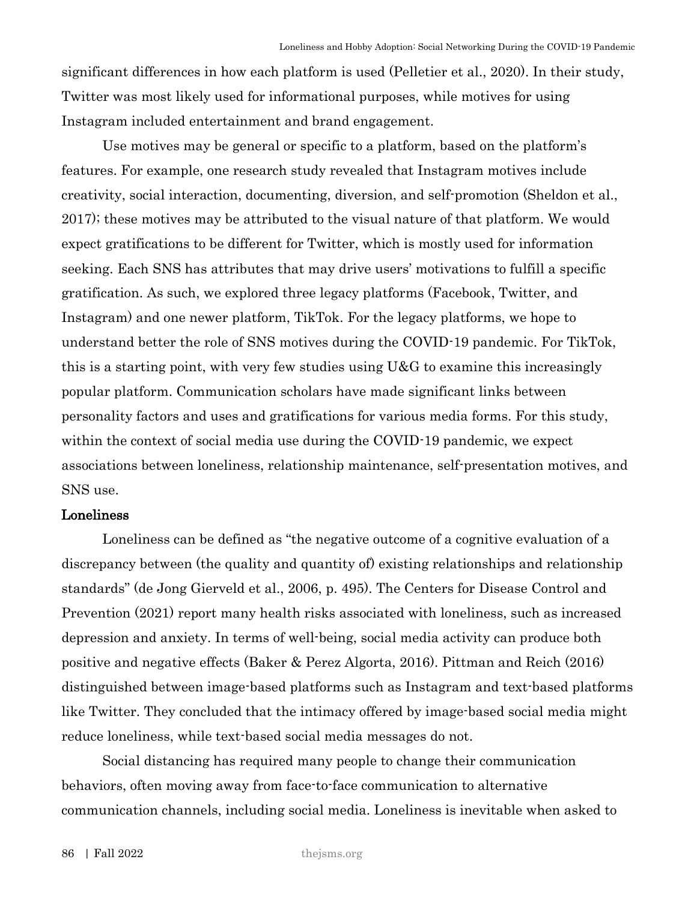significant differences in how each platform is used (Pelletier et al., 2020). In their study, Twitter was most likely used for informational purposes, while motives for using Instagram included entertainment and brand engagement.

Use motives may be general or specific to a platform, based on the platform's features. For example, one research study revealed that Instagram motives include creativity, social interaction, documenting, diversion, and self-promotion (Sheldon et al., 2017); these motives may be attributed to the visual nature of that platform. We would expect gratifications to be different for Twitter, which is mostly used for information seeking. Each SNS has attributes that may drive users' motivations to fulfill a specific gratification. As such, we explored three legacy platforms (Facebook, Twitter, and Instagram) and one newer platform, TikTok. For the legacy platforms, we hope to understand better the role of SNS motives during the COVID-19 pandemic. For TikTok, this is a starting point, with very few studies using U&G to examine this increasingly popular platform. Communication scholars have made significant links between personality factors and uses and gratifications for various media forms. For this study, within the context of social media use during the COVID-19 pandemic, we expect associations between loneliness, relationship maintenance, self-presentation motives, and SNS use.

## Loneliness

Loneliness can be defined as "the negative outcome of a cognitive evaluation of a discrepancy between (the quality and quantity of) existing relationships and relationship standards" (de Jong Gierveld et al., 2006, p. 495). The Centers for Disease Control and Prevention (2021) report many health risks associated with loneliness, such as increased depression and anxiety. In terms of well-being, social media activity can produce both positive and negative effects (Baker & Perez Algorta, 2016). Pittman and Reich (2016) distinguished between image-based platforms such as Instagram and text-based platforms like Twitter. They concluded that the intimacy offered by image-based social media might reduce loneliness, while text-based social media messages do not.

Social distancing has required many people to change their communication behaviors, often moving away from face-to-face communication to alternative communication channels, including social media. Loneliness is inevitable when asked to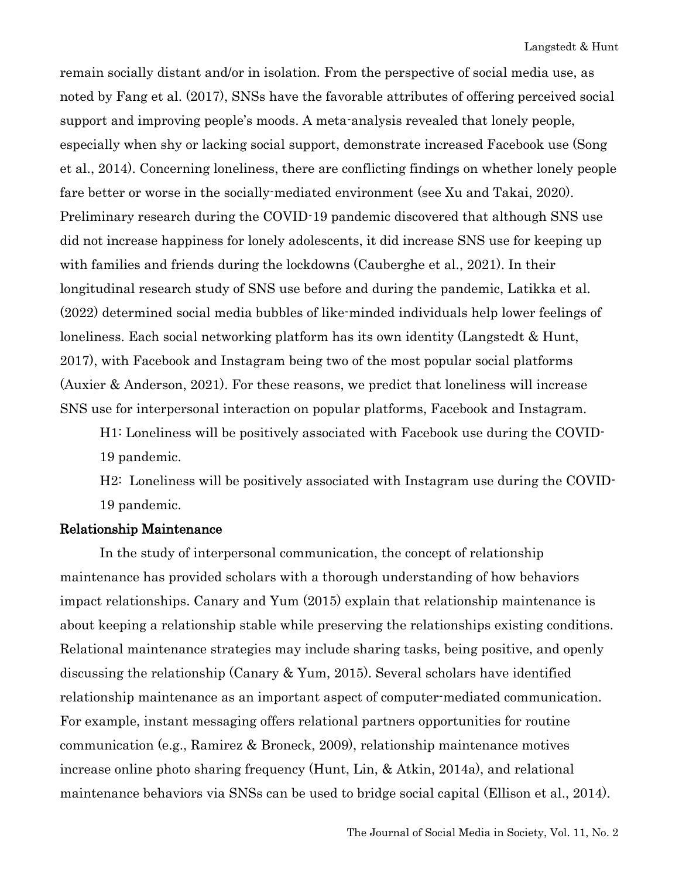remain socially distant and/or in isolation. From the perspective of social media use, as noted by Fang et al. (2017), SNSs have the favorable attributes of offering perceived social support and improving people's moods. A meta-analysis revealed that lonely people, especially when shy or lacking social support, demonstrate increased Facebook use (Song et al., 2014). Concerning loneliness, there are conflicting findings on whether lonely people fare better or worse in the socially-mediated environment (see Xu and Takai, 2020). Preliminary research during the COVID-19 pandemic discovered that although SNS use did not increase happiness for lonely adolescents, it did increase SNS use for keeping up with families and friends during the lockdowns (Cauberghe et al., 2021). In their longitudinal research study of SNS use before and during the pandemic, Latikka et al. (2022) determined social media bubbles of like-minded individuals help lower feelings of loneliness. Each social networking platform has its own identity (Langstedt & Hunt, 2017), with Facebook and Instagram being two of the most popular social platforms (Auxier & Anderson, 2021). For these reasons, we predict that loneliness will increase SNS use for interpersonal interaction on popular platforms, Facebook and Instagram.

> H1: Loneliness will be positively associated with Facebook use during the COVID-19 pandemic.
>
> H2: Loneliness will be positively associated with Instagram use during the COVID-19 pandemic.

## Relationship Maintenance

In the study of interpersonal communication, the concept of relationship maintenance has provided scholars with a thorough understanding of how behaviors impact relationships. Canary and Yum (2015) explain that relationship maintenance is about keeping a relationship stable while preserving the relationships existing conditions. Relational maintenance strategies may include sharing tasks, being positive, and openly discussing the relationship (Canary & Yum, 2015). Several scholars have identified relationship maintenance as an important aspect of computer-mediated communication. For example, instant messaging offers relational partners opportunities for routine communication (e.g., Ramirez & Broneck, 2009), relationship maintenance motives increase online photo sharing frequency (Hunt, Lin, & Atkin, 2014a), and relational maintenance behaviors via SNSs can be used to bridge social capital (Ellison et al., 2014).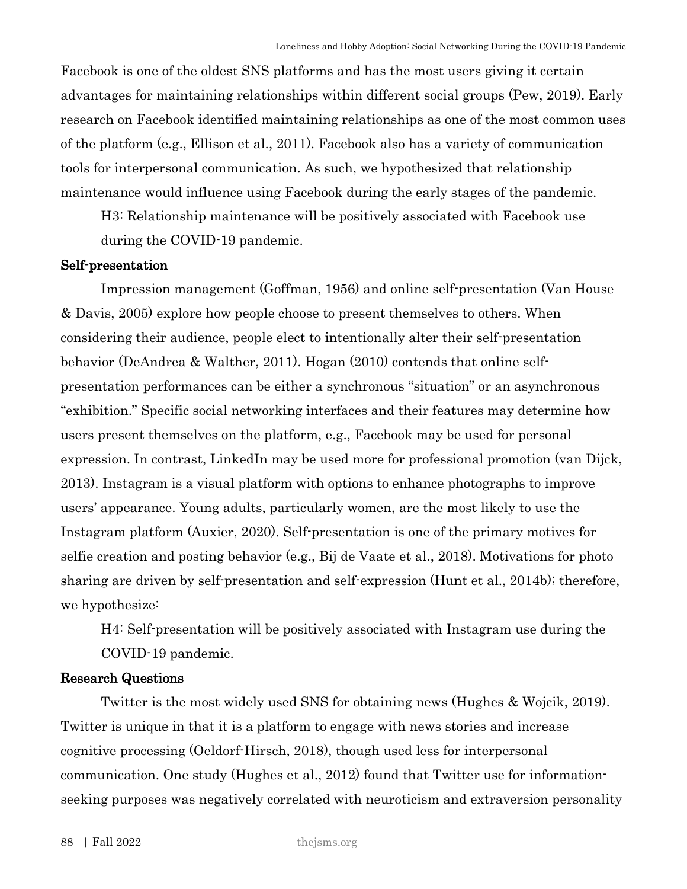Facebook is one of the oldest SNS platforms and has the most users giving it certain advantages for maintaining relationships within different social groups (Pew, 2019). Early research on Facebook identified maintaining relationships as one of the most common uses of the platform (e.g., Ellison et al., 2011). Facebook also has a variety of communication tools for interpersonal communication. As such, we hypothesized that relationship maintenance would influence using Facebook during the early stages of the pandemic.

> H3: Relationship maintenance will be positively associated with Facebook use during the COVID-19 pandemic.

### Self-presentation

Impression management (Goffman, 1956) and online self-presentation (Van House & Davis, 2005) explore how people choose to present themselves to others. When considering their audience, people elect to intentionally alter their self-presentation behavior (DeAndrea & Walther, 2011). Hogan (2010) contends that online self-presentation performances can be either a synchronous "situation" or an asynchronous "exhibition." Specific social networking interfaces and their features may determine how users present themselves on the platform, e.g., Facebook may be used for personal expression. In contrast, LinkedIn may be used more for professional promotion (van Dijck, 2013). Instagram is a visual platform with options to enhance photographs to improve users' appearance. Young adults, particularly women, are the most likely to use the Instagram platform (Auxier, 2020). Self-presentation is one of the primary motives for selfie creation and posting behavior (e.g., Bij de Vaate et al., 2018). Motivations for photo sharing are driven by self-presentation and self-expression (Hunt et al., 2014b); therefore, we hypothesize:

> H4: Self-presentation will be positively associated with Instagram use during the COVID-19 pandemic.

### Research Questions

Twitter is the most widely used SNS for obtaining news (Hughes & Wojcik, 2019). Twitter is unique in that it is a platform to engage with news stories and increase cognitive processing (Oeldorf-Hirsch, 2018), though used less for interpersonal communication. One study (Hughes et al., 2012) found that Twitter use for information-seeking purposes was negatively correlated with neuroticism and extraversion personality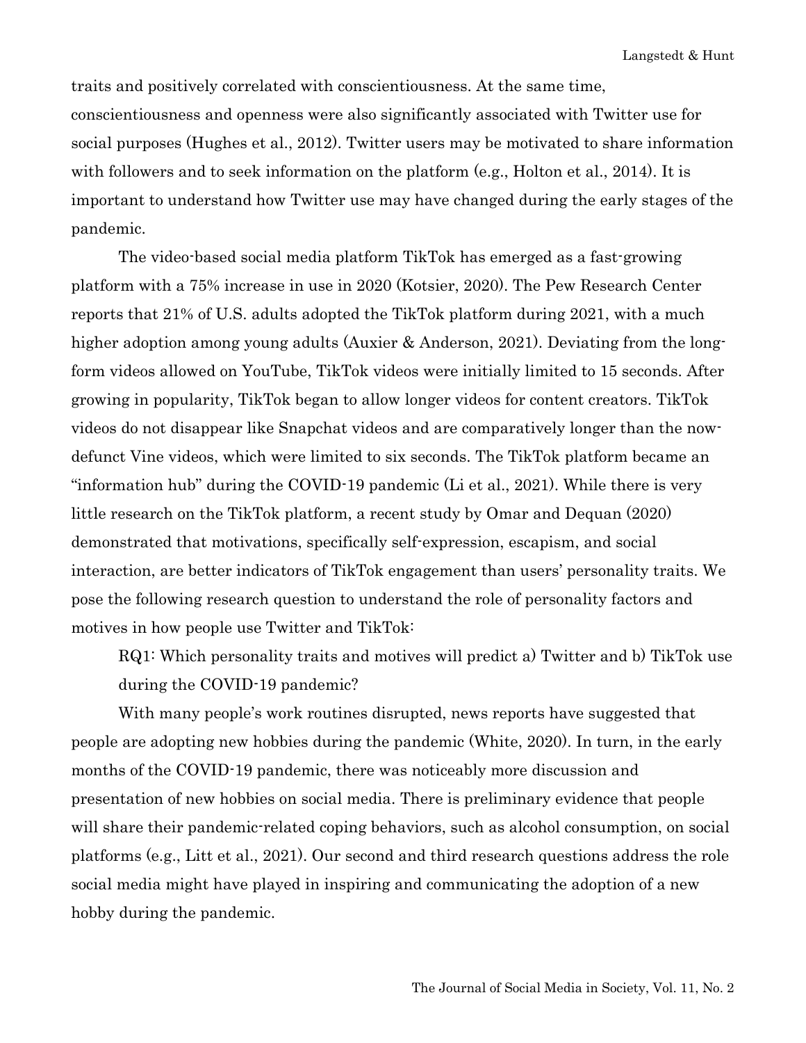traits and positively correlated with conscientiousness. At the same time, conscientiousness and openness were also significantly associated with Twitter use for social purposes (Hughes et al., 2012). Twitter users may be motivated to share information with followers and to seek information on the platform (e.g., Holton et al., 2014). It is important to understand how Twitter use may have changed during the early stages of the pandemic.

The video-based social media platform TikTok has emerged as a fast-growing platform with a 75% increase in use in 2020 (Kotsier, 2020). The Pew Research Center reports that 21% of U.S. adults adopted the TikTok platform during 2021, with a much higher adoption among young adults (Auxier & Anderson, 2021). Deviating from the long-form videos allowed on YouTube, TikTok videos were initially limited to 15 seconds. After growing in popularity, TikTok began to allow longer videos for content creators. TikTok videos do not disappear like Snapchat videos and are comparatively longer than the now-defunct Vine videos, which were limited to six seconds. The TikTok platform became an "information hub" during the COVID-19 pandemic (Li et al., 2021). While there is very little research on the TikTok platform, a recent study by Omar and Dequan (2020) demonstrated that motivations, specifically self-expression, escapism, and social interaction, are better indicators of TikTok engagement than users' personality traits. We pose the following research question to understand the role of personality factors and motives in how people use Twitter and TikTok:

> RQ1: Which personality traits and motives will predict a) Twitter and b) TikTok use during the COVID-19 pandemic?

With many people's work routines disrupted, news reports have suggested that people are adopting new hobbies during the pandemic (White, 2020). In turn, in the early months of the COVID-19 pandemic, there was noticeably more discussion and presentation of new hobbies on social media. There is preliminary evidence that people will share their pandemic-related coping behaviors, such as alcohol consumption, on social platforms (e.g., Litt et al., 2021). Our second and third research questions address the role social media might have played in inspiring and communicating the adoption of a new hobby during the pandemic.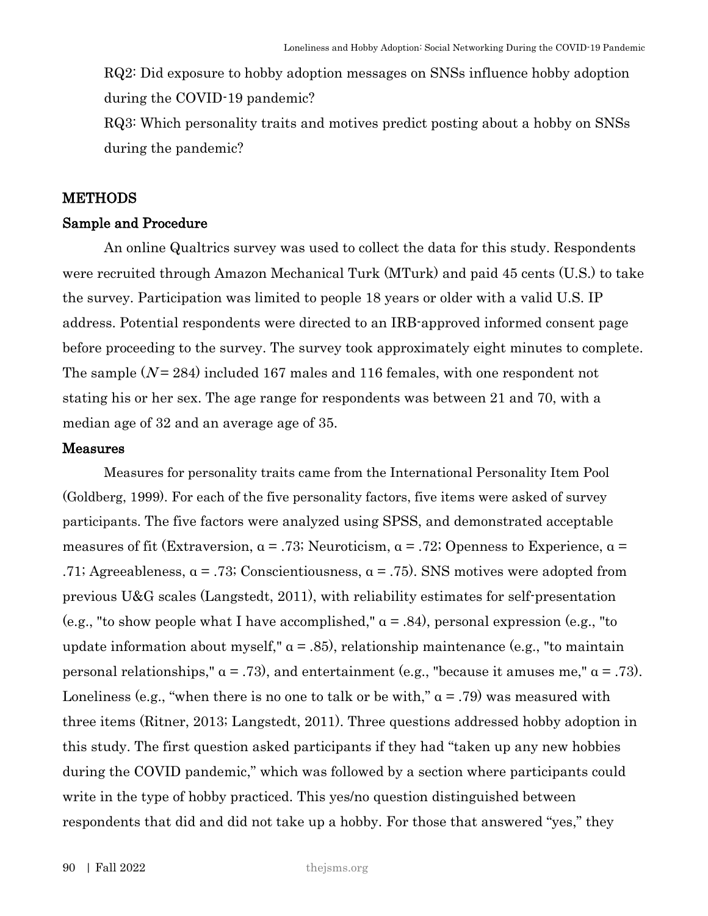RQ2: Did exposure to hobby adoption messages on SNSs influence hobby adoption during the COVID-19 pandemic?

RQ3: Which personality traits and motives predict posting about a hobby on SNSs during the pandemic?

## METHODS

### Sample and Procedure

An online Qualtrics survey was used to collect the data for this study. Respondents were recruited through Amazon Mechanical Turk (MTurk) and paid 45 cents (U.S.) to take the survey. Participation was limited to people 18 years or older with a valid U.S. IP address. Potential respondents were directed to an IRB-approved informed consent page before proceeding to the survey. The survey took approximately eight minutes to complete. The sample ($N = 284$) included 167 males and 116 females, with one respondent not stating his or her sex. The age range for respondents was between 21 and 70, with a median age of 32 and an average age of 35.

### Measures

Measures for personality traits came from the International Personality Item Pool (Goldberg, 1999). For each of the five personality factors, five items were asked of survey participants. The five factors were analyzed using SPSS, and demonstrated acceptable measures of fit (Extraversion, $\alpha = .73$; Neuroticism, $\alpha = .72$; Openness to Experience, $\alpha = .71$; Agreeableness, $\alpha = .73$; Conscientiousness, $\alpha = .75$). SNS motives were adopted from previous U&G scales (Langstedt, 2011), with reliability estimates for self-presentation (e.g., "to show people what I have accomplished," $\alpha = .84$), personal expression (e.g., "to update information about myself," $\alpha = .85$), relationship maintenance (e.g., "to maintain personal relationships," $\alpha = .73$), and entertainment (e.g., "because it amuses me," $\alpha = .73$). Loneliness (e.g., "when there is no one to talk or be with," $\alpha = .79$) was measured with three items (Ritner, 2013; Langstedt, 2011). Three questions addressed hobby adoption in this study. The first question asked participants if they had "taken up any new hobbies during the COVID pandemic," which was followed by a section where participants could write in the type of hobby practiced. This yes/no question distinguished between respondents that did and did not take up a hobby. For those that answered "yes," they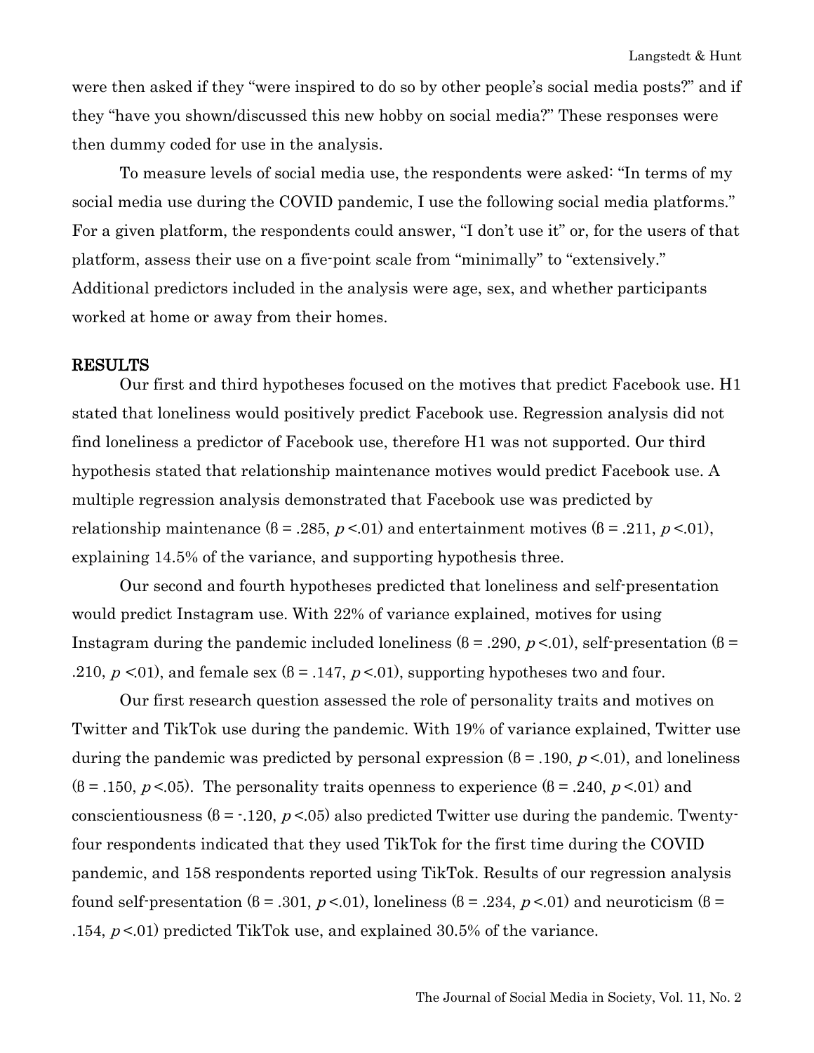were then asked if they "were inspired to do so by other people's social media posts?" and if they "have you shown/discussed this new hobby on social media?" These responses were then dummy coded for use in the analysis.

To measure levels of social media use, the respondents were asked: "In terms of my social media use during the COVID pandemic, I use the following social media platforms." For a given platform, the respondents could answer, "I don't use it" or, for the users of that platform, assess their use on a five-point scale from "minimally" to "extensively." Additional predictors included in the analysis were age, sex, and whether participants worked at home or away from their homes.

## RESULTS

Our first and third hypotheses focused on the motives that predict Facebook use. H1 stated that loneliness would positively predict Facebook use. Regression analysis did not find loneliness a predictor of Facebook use, therefore H1 was not supported. Our third hypothesis stated that relationship maintenance motives would predict Facebook use. A multiple regression analysis demonstrated that Facebook use was predicted by relationship maintenance ($\beta = .285$, $p < .01$) and entertainment motives ($\beta = .211$, $p < .01$), explaining 14.5% of the variance, and supporting hypothesis three.

Our second and fourth hypotheses predicted that loneliness and self-presentation would predict Instagram use. With 22% of variance explained, motives for using Instagram during the pandemic included loneliness ($\beta = .290$, $p < .01$), self-presentation ($\beta = .210$, $p < .01$), and female sex ($\beta = .147$, $p < .01$), supporting hypotheses two and four.

Our first research question assessed the role of personality traits and motives on Twitter and TikTok use during the pandemic. With 19% of variance explained, Twitter use during the pandemic was predicted by personal expression ($\beta = .190$, $p < .01$), and loneliness ($\beta = .150$, $p < .05$). The personality traits openness to experience ($\beta = .240$, $p < .01$) and conscientiousness ($\beta = -.120$, $p < .05$) also predicted Twitter use during the pandemic. Twenty-four respondents indicated that they used TikTok for the first time during the COVID pandemic, and 158 respondents reported using TikTok. Results of our regression analysis found self-presentation ($\beta = .301$, $p < .01$), loneliness ($\beta = .234$, $p < .01$) and neuroticism ($\beta = .154$, $p < .01$) predicted TikTok use, and explained 30.5% of the variance.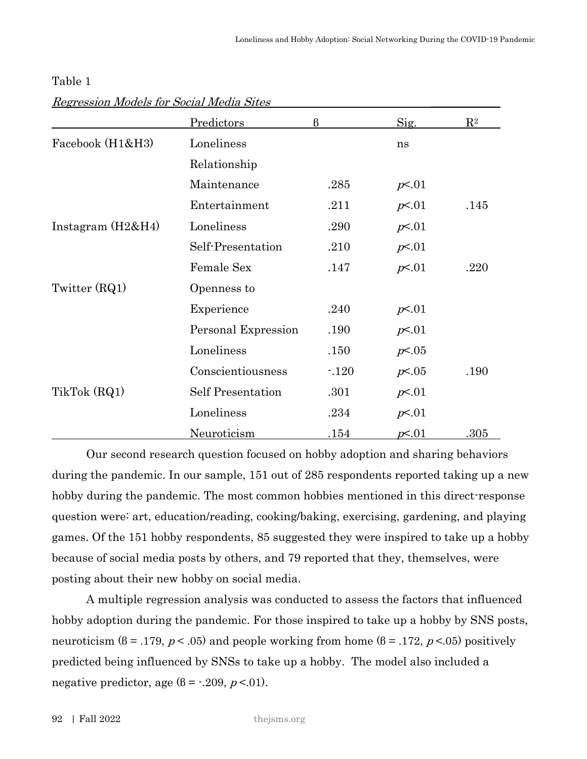Table 1

*Regression Models for Social Media Sites*

| | Predictors | β | Sig. | $R^2$ |
|---|---|---|---|---|
| Facebook (H1&H3) | Loneliness | | ns | |
| | Relationship Maintenance | .285 | $p<.01$ | |
| | Entertainment | .211 | $p<.01$ | .145 |
| Instagram (H2&H4) | Loneliness | .290 | $p<.01$ | |
| | Self-Presentation | .210 | $p<.01$ | |
| | Female Sex | .147 | $p<.01$ | .220 |
| Twitter (RQ1) | Openness to Experience | .240 | $p<.01$ | |
| | Personal Expression | .190 | $p<.01$ | |
| | Loneliness | .150 | $p<.05$ | |
| | Conscientiousness | -.120 | $p<.05$ | .190 |
| TikTok (RQ1) | Self Presentation | .301 | $p<.01$ | |
| | Loneliness | .234 | $p<.01$ | |
| | Neuroticism | .154 | $p<.01$ | .305 |

Our second research question focused on hobby adoption and sharing behaviors during the pandemic. In our sample, 151 out of 285 respondents reported taking up a new hobby during the pandemic. The most common hobbies mentioned in this direct-response question were: art, education/reading, cooking/baking, exercising, gardening, and playing games. Of the 151 hobby respondents, 85 suggested they were inspired to take up a hobby because of social media posts by others, and 79 reported that they, themselves, were posting about their new hobby on social media.

A multiple regression analysis was conducted to assess the factors that influenced hobby adoption during the pandemic. For those inspired to take up a hobby by SNS posts, neuroticism ($\beta = .179$, $p < .05$) and people working from home ($\beta = .172$, $p < .05$) positively predicted being influenced by SNSs to take up a hobby. The model also included a negative predictor, age ($\beta = -.209$, $p < .01$).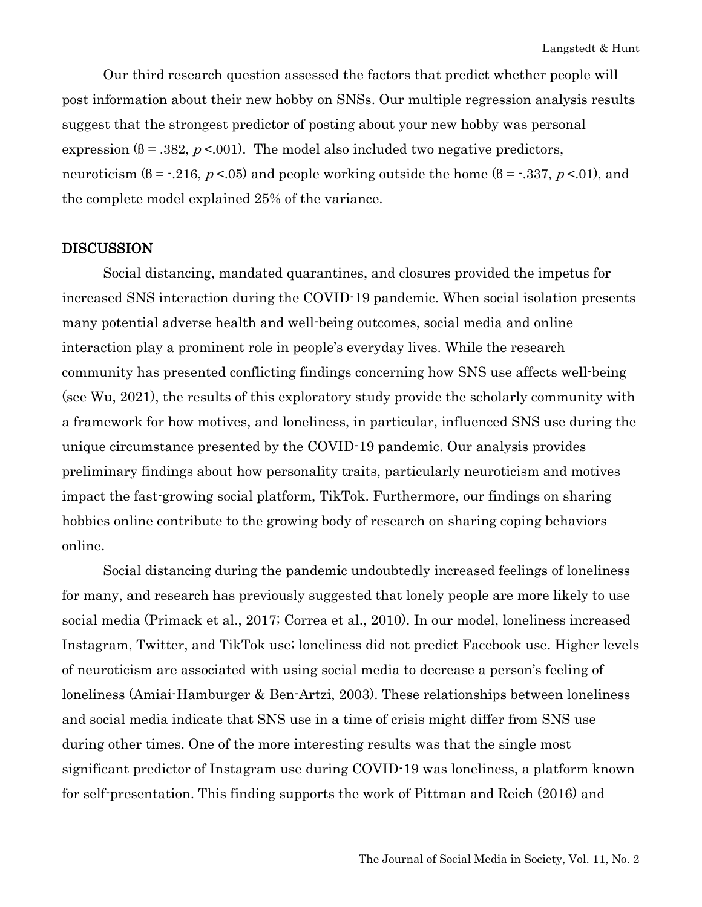Our third research question assessed the factors that predict whether people will post information about their new hobby on SNSs. Our multiple regression analysis results suggest that the strongest predictor of posting about your new hobby was personal expression ($\beta = .382$, $p < .001$). The model also included two negative predictors, neuroticism ($\beta = -.216$, $p < .05$) and people working outside the home ($\beta = -.337$, $p < .01$), and the complete model explained 25% of the variance.

## DISCUSSION

Social distancing, mandated quarantines, and closures provided the impetus for increased SNS interaction during the COVID-19 pandemic. When social isolation presents many potential adverse health and well-being outcomes, social media and online interaction play a prominent role in people's everyday lives. While the research community has presented conflicting findings concerning how SNS use affects well-being (see Wu, 2021), the results of this exploratory study provide the scholarly community with a framework for how motives, and loneliness, in particular, influenced SNS use during the unique circumstance presented by the COVID-19 pandemic. Our analysis provides preliminary findings about how personality traits, particularly neuroticism and motives impact the fast-growing social platform, TikTok. Furthermore, our findings on sharing hobbies online contribute to the growing body of research on sharing coping behaviors online.

Social distancing during the pandemic undoubtedly increased feelings of loneliness for many, and research has previously suggested that lonely people are more likely to use social media (Primack et al., 2017; Correa et al., 2010). In our model, loneliness increased Instagram, Twitter, and TikTok use; loneliness did not predict Facebook use. Higher levels of neuroticism are associated with using social media to decrease a person's feeling of loneliness (Amiai-Hamburger & Ben-Artzi, 2003). These relationships between loneliness and social media indicate that SNS use in a time of crisis might differ from SNS use during other times. One of the more interesting results was that the single most significant predictor of Instagram use during COVID-19 was loneliness, a platform known for self-presentation. This finding supports the work of Pittman and Reich (2016) and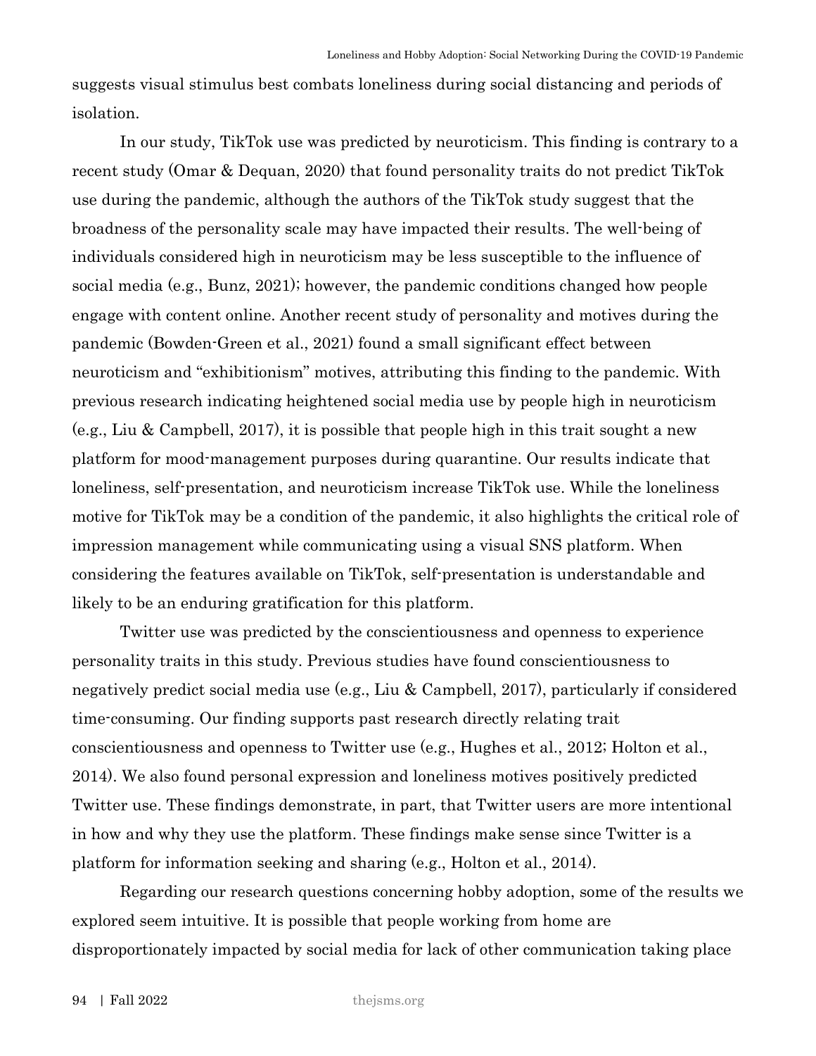suggests visual stimulus best combats loneliness during social distancing and periods of isolation.

In our study, TikTok use was predicted by neuroticism. This finding is contrary to a recent study (Omar & Dequan, 2020) that found personality traits do not predict TikTok use during the pandemic, although the authors of the TikTok study suggest that the broadness of the personality scale may have impacted their results. The well-being of individuals considered high in neuroticism may be less susceptible to the influence of social media (e.g., Bunz, 2021); however, the pandemic conditions changed how people engage with content online. Another recent study of personality and motives during the pandemic (Bowden-Green et al., 2021) found a small significant effect between neuroticism and "exhibitionism" motives, attributing this finding to the pandemic. With previous research indicating heightened social media use by people high in neuroticism (e.g., Liu & Campbell, 2017), it is possible that people high in this trait sought a new platform for mood-management purposes during quarantine. Our results indicate that loneliness, self-presentation, and neuroticism increase TikTok use. While the loneliness motive for TikTok may be a condition of the pandemic, it also highlights the critical role of impression management while communicating using a visual SNS platform. When considering the features available on TikTok, self-presentation is understandable and likely to be an enduring gratification for this platform.

Twitter use was predicted by the conscientiousness and openness to experience personality traits in this study. Previous studies have found conscientiousness to negatively predict social media use (e.g., Liu & Campbell, 2017), particularly if considered time-consuming. Our finding supports past research directly relating trait conscientiousness and openness to Twitter use (e.g., Hughes et al., 2012; Holton et al., 2014). We also found personal expression and loneliness motives positively predicted Twitter use. These findings demonstrate, in part, that Twitter users are more intentional in how and why they use the platform. These findings make sense since Twitter is a platform for information seeking and sharing (e.g., Holton et al., 2014).

Regarding our research questions concerning hobby adoption, some of the results we explored seem intuitive. It is possible that people working from home are disproportionately impacted by social media for lack of other communication taking place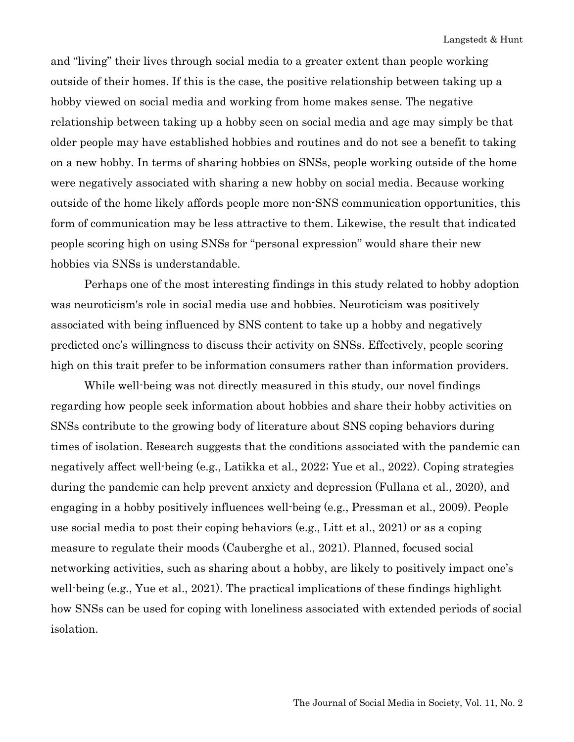and "living" their lives through social media to a greater extent than people working outside of their homes. If this is the case, the positive relationship between taking up a hobby viewed on social media and working from home makes sense. The negative relationship between taking up a hobby seen on social media and age may simply be that older people may have established hobbies and routines and do not see a benefit to taking on a new hobby. In terms of sharing hobbies on SNSs, people working outside of the home were negatively associated with sharing a new hobby on social media. Because working outside of the home likely affords people more non-SNS communication opportunities, this form of communication may be less attractive to them. Likewise, the result that indicated people scoring high on using SNSs for "personal expression" would share their new hobbies via SNSs is understandable.

Perhaps one of the most interesting findings in this study related to hobby adoption was neuroticism's role in social media use and hobbies. Neuroticism was positively associated with being influenced by SNS content to take up a hobby and negatively predicted one's willingness to discuss their activity on SNSs. Effectively, people scoring high on this trait prefer to be information consumers rather than information providers.

While well-being was not directly measured in this study, our novel findings regarding how people seek information about hobbies and share their hobby activities on SNSs contribute to the growing body of literature about SNS coping behaviors during times of isolation. Research suggests that the conditions associated with the pandemic can negatively affect well-being (e.g., Latikka et al., 2022; Yue et al., 2022). Coping strategies during the pandemic can help prevent anxiety and depression (Fullana et al., 2020), and engaging in a hobby positively influences well-being (e.g., Pressman et al., 2009). People use social media to post their coping behaviors (e.g., Litt et al., 2021) or as a coping measure to regulate their moods (Cauberghe et al., 2021). Planned, focused social networking activities, such as sharing about a hobby, are likely to positively impact one's well-being (e.g., Yue et al., 2021). The practical implications of these findings highlight how SNSs can be used for coping with loneliness associated with extended periods of social isolation.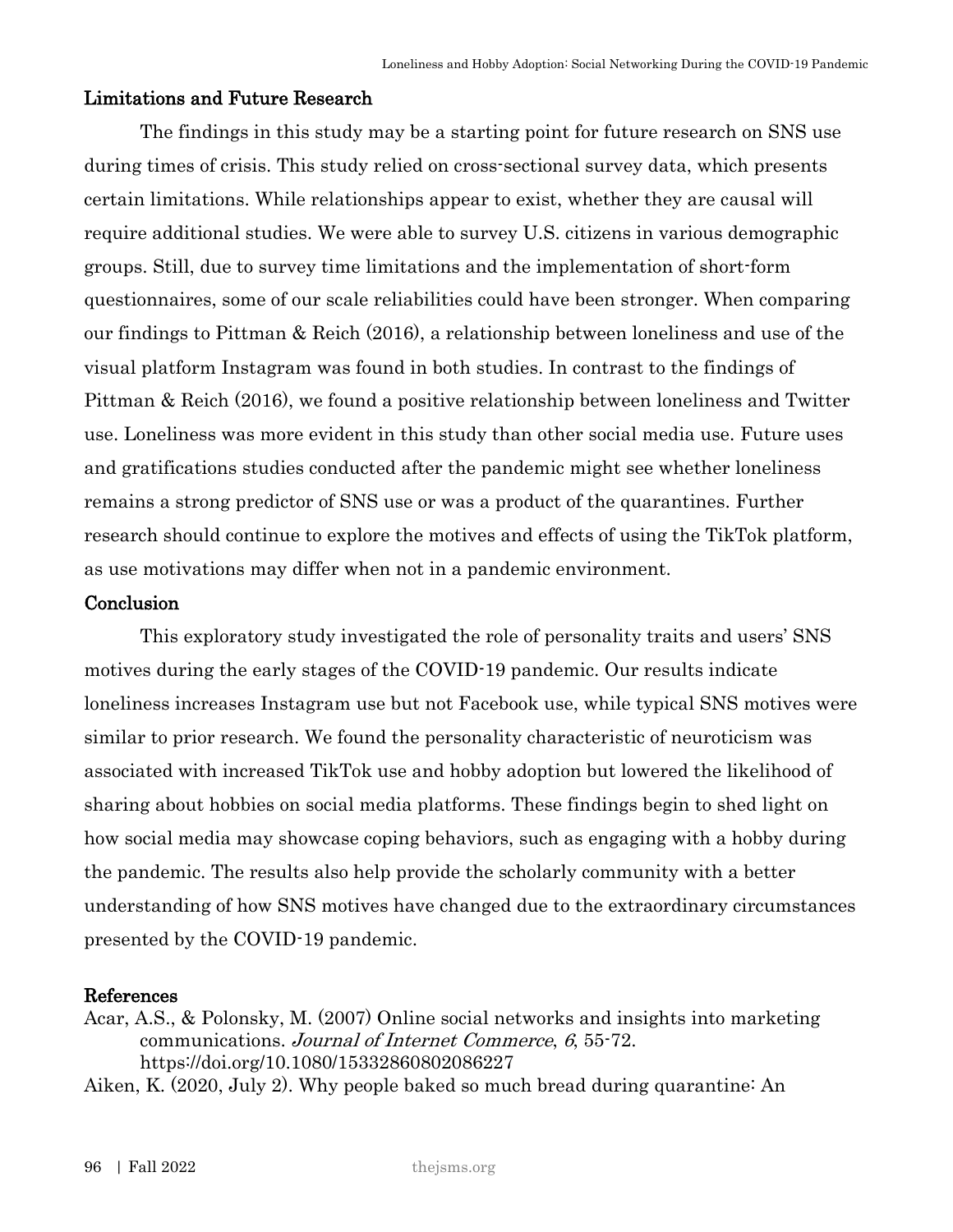### Limitations and Future Research

The findings in this study may be a starting point for future research on SNS use during times of crisis. This study relied on cross-sectional survey data, which presents certain limitations. While relationships appear to exist, whether they are causal will require additional studies. We were able to survey U.S. citizens in various demographic groups. Still, due to survey time limitations and the implementation of short-form questionnaires, some of our scale reliabilities could have been stronger. When comparing our findings to Pittman & Reich (2016), a relationship between loneliness and use of the visual platform Instagram was found in both studies. In contrast to the findings of Pittman & Reich (2016), we found a positive relationship between loneliness and Twitter use. Loneliness was more evident in this study than other social media use. Future uses and gratifications studies conducted after the pandemic might see whether loneliness remains a strong predictor of SNS use or was a product of the quarantines. Further research should continue to explore the motives and effects of using the TikTok platform, as use motivations may differ when not in a pandemic environment.

### Conclusion

This exploratory study investigated the role of personality traits and users' SNS motives during the early stages of the COVID-19 pandemic. Our results indicate loneliness increases Instagram use but not Facebook use, while typical SNS motives were similar to prior research. We found the personality characteristic of neuroticism was associated with increased TikTok use and hobby adoption but lowered the likelihood of sharing about hobbies on social media platforms. These findings begin to shed light on how social media may showcase coping behaviors, such as engaging with a hobby during the pandemic. The results also help provide the scholarly community with a better understanding of how SNS motives have changed due to the extraordinary circumstances presented by the COVID-19 pandemic.

### References

Acar, A.S., & Polonsky, M. (2007) Online social networks and insights into marketing communications. *Journal of Internet Commerce*, *6*, 55-72. https://doi.org/10.1080/15332860802086227

Aiken, K. (2020, July 2). Why people baked so much bread during quarantine: An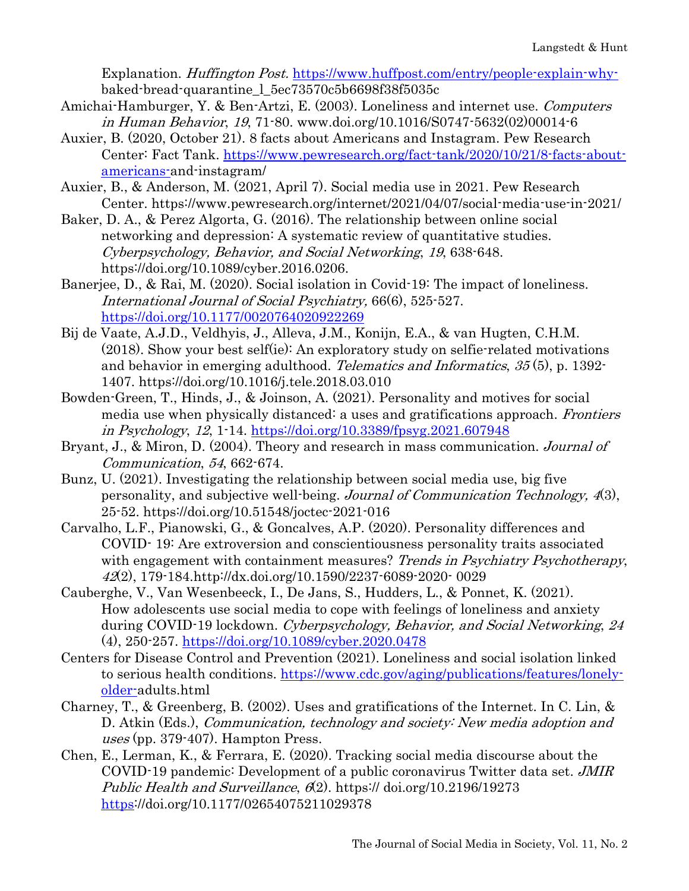Explanation. *Huffington Post.* https://www.huffpost.com/entry/people-explain-why-baked-bread-quarantine_l_5ec73570c5b6698f38f5035c

Amichai-Hamburger, Y. & Ben-Artzi, E. (2003). Loneliness and internet use. *Computers in Human Behavior*, *19*, 71-80. www.doi.org/10.1016/S0747-5632(02)00014-6

Auxier, B. (2020, October 21). 8 facts about Americans and Instagram. Pew Research Center: Fact Tank. https://www.pewresearch.org/fact-tank/2020/10/21/8-facts-about-americans-and-instagram/

Auxier, B., & Anderson, M. (2021, April 7). Social media use in 2021. Pew Research Center. https://www.pewresearch.org/internet/2021/04/07/social-media-use-in-2021/

Baker, D. A., & Perez Algorta, G. (2016). The relationship between online social networking and depression: A systematic review of quantitative studies. *Cyberpsychology, Behavior, and Social Networking*, *19*, 638-648. https://doi.org/10.1089/cyber.2016.0206.

Banerjee, D., & Rai, M. (2020). Social isolation in Covid-19: The impact of loneliness. *International Journal of Social Psychiatry,* 66(6), 525-527. https://doi.org/10.1177/0020764020922269

Bij de Vaate, A.J.D., Veldhyis, J., Alleva, J.M., Konijn, E.A., & van Hugten, C.H.M. (2018). Show your best self(ie): An exploratory study on selfie-related motivations and behavior in emerging adulthood. *Telematics and Informatics*, *35* (5), p. 1392-1407. https://doi.org/10.1016/j.tele.2018.03.010

Bowden-Green, T., Hinds, J., & Joinson, A. (2021). Personality and motives for social media use when physically distanced: a uses and gratifications approach. *Frontiers in Psychology*, *12*, 1-14. https://doi.org/10.3389/fpsyg.2021.607948

Bryant, J., & Miron, D. (2004). Theory and research in mass communication. *Journal of Communication*, *54*, 662-674.

Bunz, U. (2021). Investigating the relationship between social media use, big five personality, and subjective well-being. *Journal of Communication Technology, 4*(3), 25-52. https://doi.org/10.51548/joctec-2021-016

Carvalho, L.F., Pianowski, G., & Goncalves, A.P. (2020). Personality differences and COVID- 19: Are extroversion and conscientiousness personality traits associated with engagement with containment measures? *Trends in Psychiatry Psychotherapy*, *42*(2), 179-184.http://dx.doi.org/10.1590/2237-6089-2020- 0029

Cauberghe, V., Van Wesenbeeck, I., De Jans, S., Hudders, L., & Ponnet, K. (2021). How adolescents use social media to cope with feelings of loneliness and anxiety during COVID-19 lockdown. *Cyberpsychology, Behavior, and Social Networking*, *24* (4), 250-257. https://doi.org/10.1089/cyber.2020.0478

Centers for Disease Control and Prevention (2021). Loneliness and social isolation linked to serious health conditions. https://www.cdc.gov/aging/publications/features/lonely-older-adults.html

Charney, T., & Greenberg, B. (2002). Uses and gratifications of the Internet. In C. Lin, & D. Atkin (Eds.), *Communication, technology and society: New media adoption and uses* (pp. 379-407). Hampton Press.

Chen, E., Lerman, K., & Ferrara, E. (2020). Tracking social media discourse about the COVID-19 pandemic: Development of a public coronavirus Twitter data set. *JMIR Public Health and Surveillance*, *6*(2). https:// doi.org/10.2196/19273 https://doi.org/10.1177/02654075211029378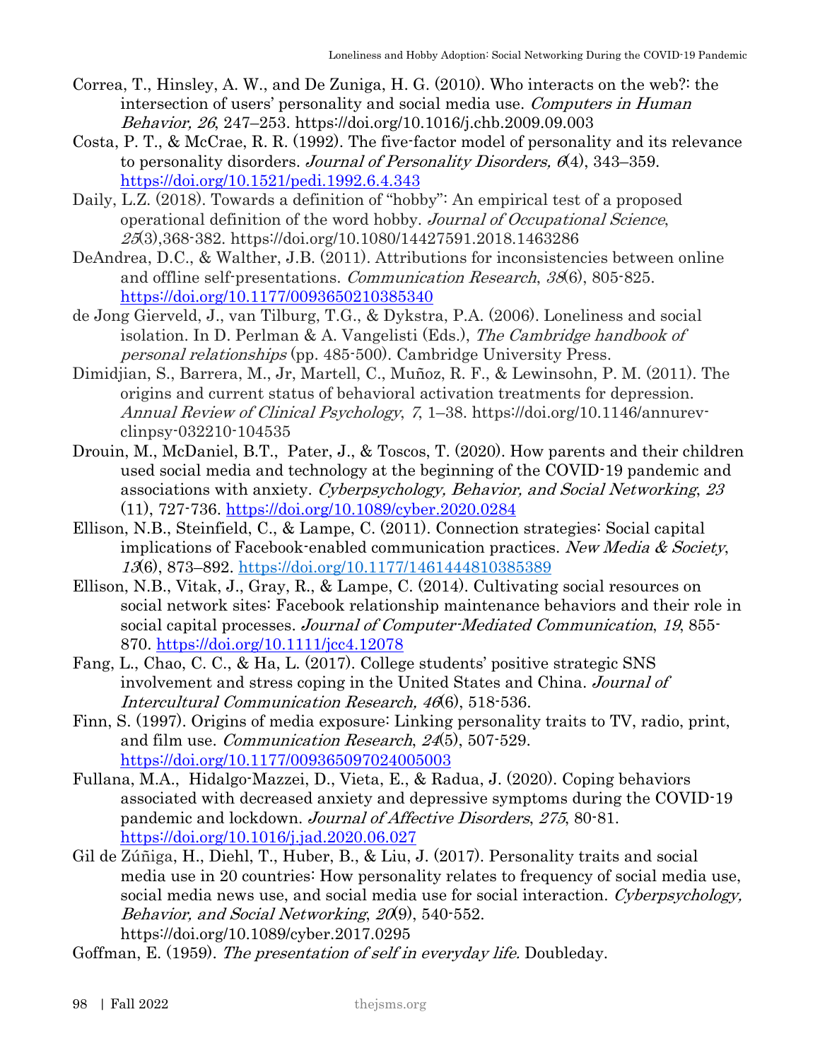Correa, T., Hinsley, A. W., and De Zuniga, H. G. (2010). Who interacts on the web?: the intersection of users' personality and social media use. *Computers in Human Behavior, 26*, 247–253. https://doi.org/10.1016/j.chb.2009.09.003

Costa, P. T., & McCrae, R. R. (1992). The five-factor model of personality and its relevance to personality disorders. *Journal of Personality Disorders, 6*(4), 343–359. https://doi.org/10.1521/pedi.1992.6.4.343

Daily, L.Z. (2018). Towards a definition of "hobby": An empirical test of a proposed operational definition of the word hobby. *Journal of Occupational Science*, *25*(3),368-382. https://doi.org/10.1080/14427591.2018.1463286

DeAndrea, D.C., & Walther, J.B. (2011). Attributions for inconsistencies between online and offline self-presentations. *Communication Research*, *38*(6), 805-825. https://doi.org/10.1177/0093650210385340

de Jong Gierveld, J., van Tilburg, T.G., & Dykstra, P.A. (2006). Loneliness and social isolation. In D. Perlman & A. Vangelisti (Eds.), *The Cambridge handbook of personal relationships* (pp. 485-500). Cambridge University Press.

Dimidjian, S., Barrera, M., Jr, Martell, C., Muñoz, R. F., & Lewinsohn, P. M. (2011). The origins and current status of behavioral activation treatments for depression. *Annual Review of Clinical Psychology*, *7*, 1–38. https://doi.org/10.1146/annurev-clinpsy-032210-104535

Drouin, M., McDaniel, B.T., Pater, J., & Toscos, T. (2020). How parents and their children used social media and technology at the beginning of the COVID-19 pandemic and associations with anxiety. *Cyberpsychology, Behavior, and Social Networking*, *23* (11), 727-736. https://doi.org/10.1089/cyber.2020.0284

Ellison, N.B., Steinfield, C., & Lampe, C. (2011). Connection strategies: Social capital implications of Facebook-enabled communication practices. *New Media & Society*, *13*(6), 873–892. https://doi.org/10.1177/1461444810385389

Ellison, N.B., Vitak, J., Gray, R., & Lampe, C. (2014). Cultivating social resources on social network sites: Facebook relationship maintenance behaviors and their role in social capital processes. *Journal of Computer-Mediated Communication*, *19*, 855-870. https://doi.org/10.1111/jcc4.12078

Fang, L., Chao, C. C., & Ha, L. (2017). College students' positive strategic SNS involvement and stress coping in the United States and China. *Journal of Intercultural Communication Research, 46*(6), 518-536.

Finn, S. (1997). Origins of media exposure: Linking personality traits to TV, radio, print, and film use. *Communication Research*, *24*(5), 507-529. https://doi.org/10.1177/009365097024005003

Fullana, M.A., Hidalgo-Mazzei, D., Vieta, E., & Radua, J. (2020). Coping behaviors associated with decreased anxiety and depressive symptoms during the COVID-19 pandemic and lockdown. *Journal of Affective Disorders*, *275*, 80-81. https://doi.org/10.1016/j.jad.2020.06.027

Gil de Zúñiga, H., Diehl, T., Huber, B., & Liu, J. (2017). Personality traits and social media use in 20 countries: How personality relates to frequency of social media use, social media news use, and social media use for social interaction. *Cyberpsychology, Behavior, and Social Networking*, *20*(9), 540-552. https://doi.org/10.1089/cyber.2017.0295

Goffman, E. (1959). *The presentation of self in everyday life.* Doubleday.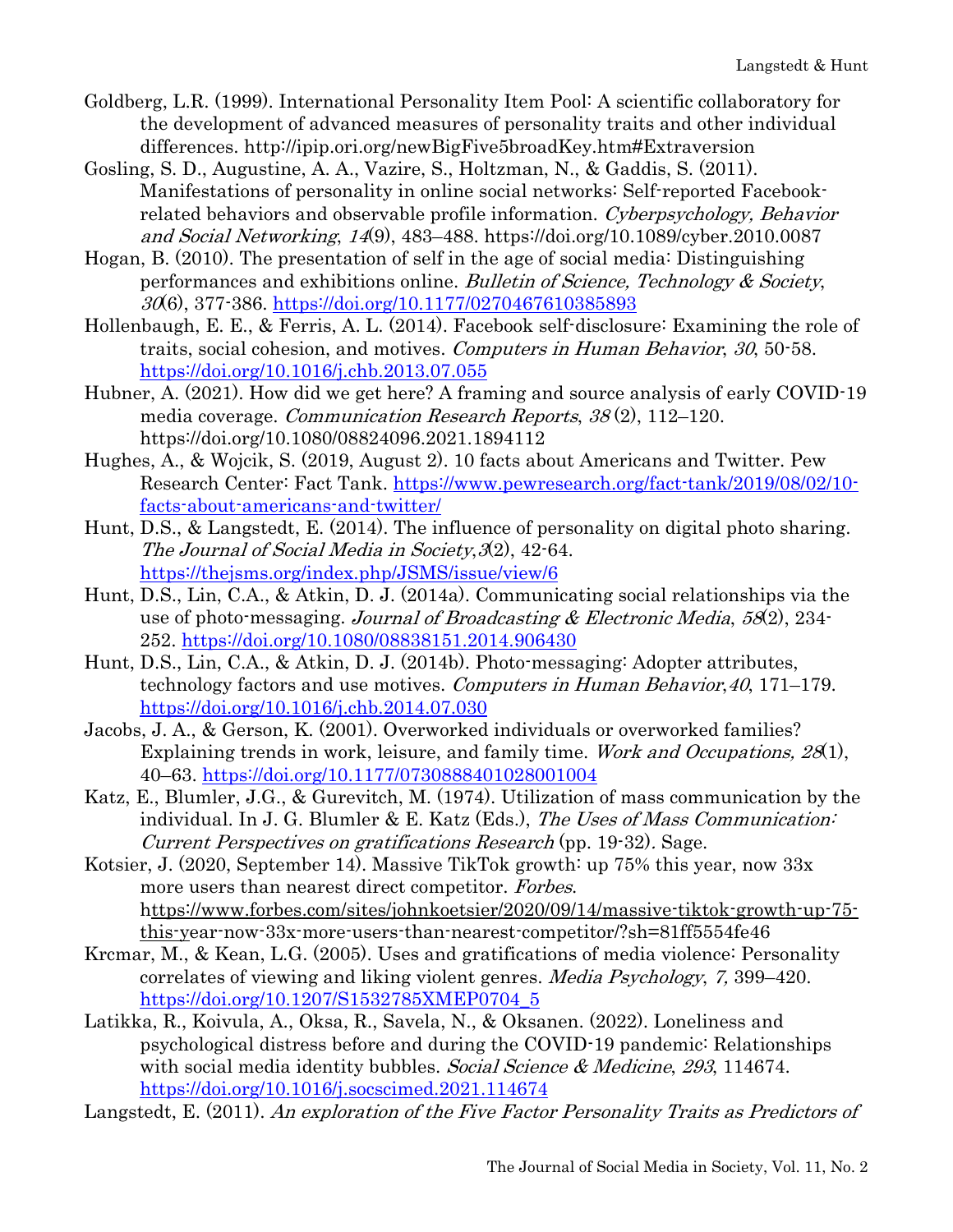Goldberg, L.R. (1999). International Personality Item Pool: A scientific collaboratory for the development of advanced measures of personality traits and other individual differences. http://ipip.ori.org/newBigFive5broadKey.htm#Extraversion

Gosling, S. D., Augustine, A. A., Vazire, S., Holtzman, N., & Gaddis, S. (2011). Manifestations of personality in online social networks: Self-reported Facebook-related behaviors and observable profile information. *Cyberpsychology, Behavior and Social Networking*, *14*(9), 483–488. https://doi.org/10.1089/cyber.2010.0087

Hogan, B. (2010). The presentation of self in the age of social media: Distinguishing performances and exhibitions online. *Bulletin of Science, Technology & Society*, *30*(6), 377-386. https://doi.org/10.1177/0270467610385893

Hollenbaugh, E. E., & Ferris, A. L. (2014). Facebook self-disclosure: Examining the role of traits, social cohesion, and motives. *Computers in Human Behavior*, *30*, 50-58. https://doi.org/10.1016/j.chb.2013.07.055

Hubner, A. (2021). How did we get here? A framing and source analysis of early COVID-19 media coverage. *Communication Research Reports*, *38* (2), 112–120. https://doi.org/10.1080/08824096.2021.1894112

Hughes, A., & Wojcik, S. (2019, August 2). 10 facts about Americans and Twitter. Pew Research Center: Fact Tank. https://www.pewresearch.org/fact-tank/2019/08/02/10-facts-about-americans-and-twitter/

Hunt, D.S., & Langstedt, E. (2014). The influence of personality on digital photo sharing. *The Journal of Social Media in Society*,*3*(2), 42-64. https://thejsms.org/index.php/JSMS/issue/view/6

Hunt, D.S., Lin, C.A., & Atkin, D. J. (2014a). Communicating social relationships via the use of photo-messaging. *Journal of Broadcasting & Electronic Media*, *58*(2), 234-252. https://doi.org/10.1080/08838151.2014.906430

Hunt, D.S., Lin, C.A., & Atkin, D. J. (2014b). Photo-messaging: Adopter attributes, technology factors and use motives. *Computers in Human Behavior*,*40*, 171–179. https://doi.org/10.1016/j.chb.2014.07.030

Jacobs, J. A., & Gerson, K. (2001). Overworked individuals or overworked families? Explaining trends in work, leisure, and family time. *Work and Occupations, 28*(1), 40–63. https://doi.org/10.1177/0730888401028001004

Katz, E., Blumler, J.G., & Gurevitch, M. (1974). Utilization of mass communication by the individual. In J. G. Blumler & E. Katz (Eds.), *The Uses of Mass Communication: Current Perspectives on gratifications Research* (pp. 19-32). Sage.

Kotsier, J. (2020, September 14). Massive TikTok growth: up 75% this year, now 33x more users than nearest direct competitor. *Forbes*. https://www.forbes.com/sites/johnkoetsier/2020/09/14/massive-tiktok-growth-up-75-this-year-now-33x-more-users-than-nearest-competitor/?sh=81ff5554fe46

Krcmar, M., & Kean, L.G. (2005). Uses and gratifications of media violence: Personality correlates of viewing and liking violent genres. *Media Psychology*, *7,* 399–420. https://doi.org/10.1207/S1532785XMEP0704_5

Latikka, R., Koivula, A., Oksa, R., Savela, N., & Oksanen. (2022). Loneliness and psychological distress before and during the COVID-19 pandemic: Relationships with social media identity bubbles. *Social Science & Medicine*, *293*, 114674. https://doi.org/10.1016/j.socscimed.2021.114674

Langstedt, E. (2011). *An exploration of the Five Factor Personality Traits as Predictors of*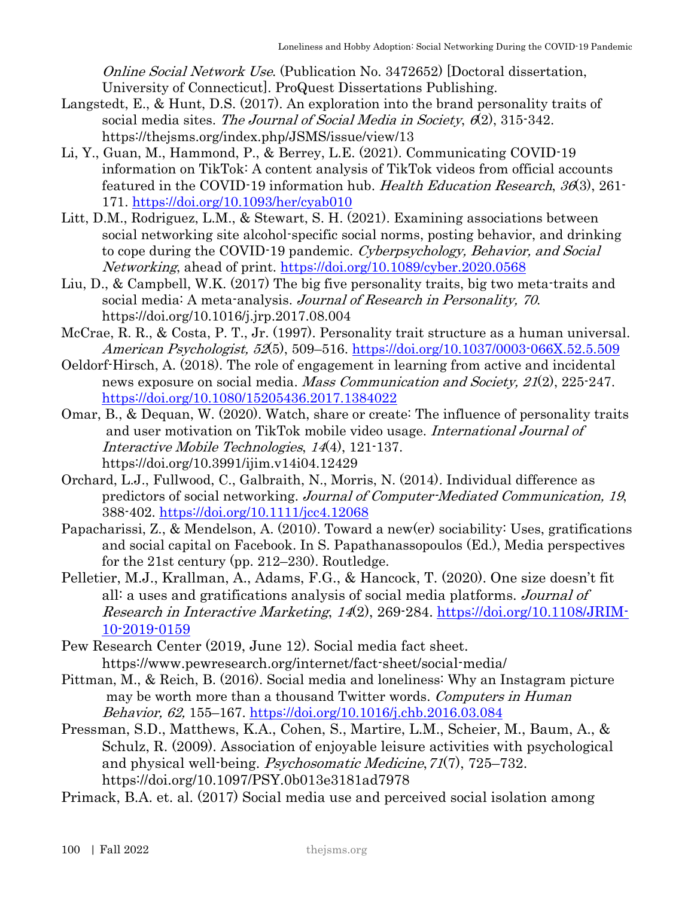*Online Social Network Use*. (Publication No. 3472652) [Doctoral dissertation, University of Connecticut]. ProQuest Dissertations Publishing.

Langstedt, E., & Hunt, D.S. (2017). An exploration into the brand personality traits of social media sites. *The Journal of Social Media in Society*, *6*(2), 315-342. https://thejsms.org/index.php/JSMS/issue/view/13

Li, Y., Guan, M., Hammond, P., & Berrey, L.E. (2021). Communicating COVID-19 information on TikTok: A content analysis of TikTok videos from official accounts featured in the COVID-19 information hub. *Health Education Research*, *36*(3), 261-171. https://doi.org/10.1093/her/cyab010

Litt, D.M., Rodriguez, L.M., & Stewart, S. H. (2021). Examining associations between social networking site alcohol-specific social norms, posting behavior, and drinking to cope during the COVID-19 pandemic. *Cyberpsychology, Behavior, and Social Networking*, ahead of print. https://doi.org/10.1089/cyber.2020.0568

Liu, D., & Campbell, W.K. (2017) The big five personality traits, big two meta-traits and social media: A meta-analysis. *Journal of Research in Personality, 70*. https://doi.org/10.1016/j.jrp.2017.08.004

McCrae, R. R., & Costa, P. T., Jr. (1997). Personality trait structure as a human universal. *American Psychologist, 52*(5), 509–516. https://doi.org/10.1037/0003-066X.52.5.509

Oeldorf-Hirsch, A. (2018). The role of engagement in learning from active and incidental news exposure on social media. *Mass Communication and Society, 21*(2), 225-247. https://doi.org/10.1080/15205436.2017.1384022

Omar, B., & Dequan, W. (2020). Watch, share or create: The influence of personality traits and user motivation on TikTok mobile video usage. *International Journal of Interactive Mobile Technologies*, *14*(4), 121-137. https://doi.org/10.3991/ijim.v14i04.12429

Orchard, L.J., Fullwood, C., Galbraith, N., Morris, N. (2014). Individual difference as predictors of social networking. *Journal of Computer-Mediated Communication, 19*, 388-402. https://doi.org/10.1111/jcc4.12068

Papacharissi, Z., & Mendelson, A. (2010). Toward a new(er) sociability: Uses, gratifications and social capital on Facebook. In S. Papathanassopoulos (Ed.), Media perspectives for the 21st century (pp. 212–230). Routledge.

Pelletier, M.J., Krallman, A., Adams, F.G., & Hancock, T. (2020). One size doesn't fit all: a uses and gratifications analysis of social media platforms. *Journal of Research in Interactive Marketing*, *14*(2), 269-284. https://doi.org/10.1108/JRIM-10-2019-0159

Pew Research Center (2019, June 12). Social media fact sheet. https://www.pewresearch.org/internet/fact-sheet/social-media/

Pittman, M., & Reich, B. (2016). Social media and loneliness: Why an Instagram picture may be worth more than a thousand Twitter words. *Computers in Human Behavior, 62,* 155–167. https://doi.org/10.1016/j.chb.2016.03.084

Pressman, S.D., Matthews, K.A., Cohen, S., Martire, L.M., Scheier, M., Baum, A., & Schulz, R. (2009). Association of enjoyable leisure activities with psychological and physical well-being. *Psychosomatic Medicine*, *71*(7), 725–732. https://doi.org/10.1097/PSY.0b013e3181ad7978

Primack, B.A. et. al. (2017) Social media use and perceived social isolation among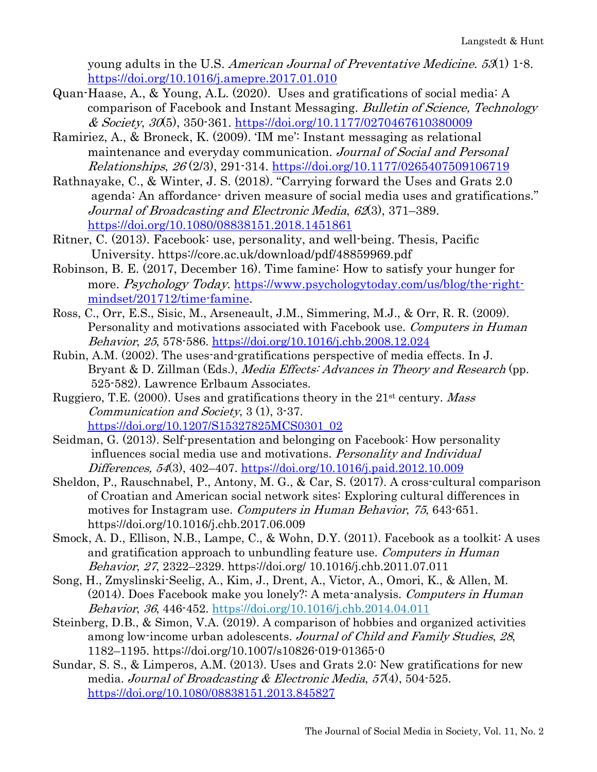young adults in the U.S. *American Journal of Preventative Medicine. 53*(1) 1-8. https://doi.org/10.1016/j.amepre.2017.01.010

Quan-Haase, A., & Young, A.L. (2020). Uses and gratifications of social media: A comparison of Facebook and Instant Messaging. *Bulletin of Science, Technology & Society*, *30*(5), 350-361. https://doi.org/10.1177/0270467610380009

Ramiriez, A., & Broneck, K. (2009). 'IM me': Instant messaging as relational maintenance and everyday communication. *Journal of Social and Personal Relationships*, *26* (2/3), 291-314. https://doi.org/10.1177/0265407509106719

Rathnayake, C., & Winter, J. S. (2018). "Carrying forward the Uses and Grats 2.0 agenda: An affordance- driven measure of social media uses and gratifications." *Journal of Broadcasting and Electronic Media*, *62*(3), 371–389. https://doi.org/10.1080/08838151.2018.1451861

Ritner, C. (2013). Facebook: use, personality, and well-being. Thesis, Pacific University. https://core.ac.uk/download/pdf/48859969.pdf

Robinson, B. E. (2017, December 16). Time famine: How to satisfy your hunger for more. *Psychology Today*. https://www.psychologytoday.com/us/blog/the-right-mindset/201712/time-famine.

Ross, C., Orr, E.S., Sisic, M., Arseneault, J.M., Simmering, M.J., & Orr, R. R. (2009). Personality and motivations associated with Facebook use. *Computers in Human Behavior*, *25*, 578-586. https://doi.org/10.1016/j.chb.2008.12.024

Rubin, A.M. (2002). The uses-and-gratifications perspective of media effects. In J. Bryant & D. Zillman (Eds.), *Media Effects: Advances in Theory and Research* (pp. 525-582). Lawrence Erlbaum Associates.

Ruggiero, T.E. (2000). Uses and gratifications theory in the 21st century. *Mass Communication and Society*, 3 (1), 3-37. https://doi.org/10.1207/S15327825MCS0301_02

Seidman, G. (2013). Self-presentation and belonging on Facebook: How personality influences social media use and motivations. *Personality and Individual Differences, 54*(3), 402–407. https://doi.org/10.1016/j.paid.2012.10.009

Sheldon, P., Rauschnabel, P., Antony, M. G., & Car, S. (2017). A cross-cultural comparison of Croatian and American social network sites: Exploring cultural differences in motives for Instagram use. *Computers in Human Behavior*, *75*, 643-651. https://doi.org/10.1016/j.chb.2017.06.009

Smock, A. D., Ellison, N.B., Lampe, C., & Wohn, D.Y. (2011). Facebook as a toolkit: A uses and gratification approach to unbundling feature use. *Computers in Human Behavior*, *27*, 2322–2329. https://doi.org/ 10.1016/j.chb.2011.07.011

Song, H., Zmyslinski-Seelig, A., Kim, J., Drent, A., Victor, A., Omori, K., & Allen, M. (2014). Does Facebook make you lonely?: A meta-analysis. *Computers in Human Behavior*, *36*, 446-452. https://doi.org/10.1016/j.chb.2014.04.011

Steinberg, D.B., & Simon, V.A. (2019). A comparison of hobbies and organized activities among low-income urban adolescents. *Journal of Child and Family Studies*, *28*, 1182–1195. https://doi.org/10.1007/s10826-019-01365-0

Sundar, S. S., & Limperos, A.M. (2013). Uses and Grats 2.0: New gratifications for new media. *Journal of Broadcasting & Electronic Media*, *57*(4), 504-525. https://doi.org/10.1080/08838151.2013.845827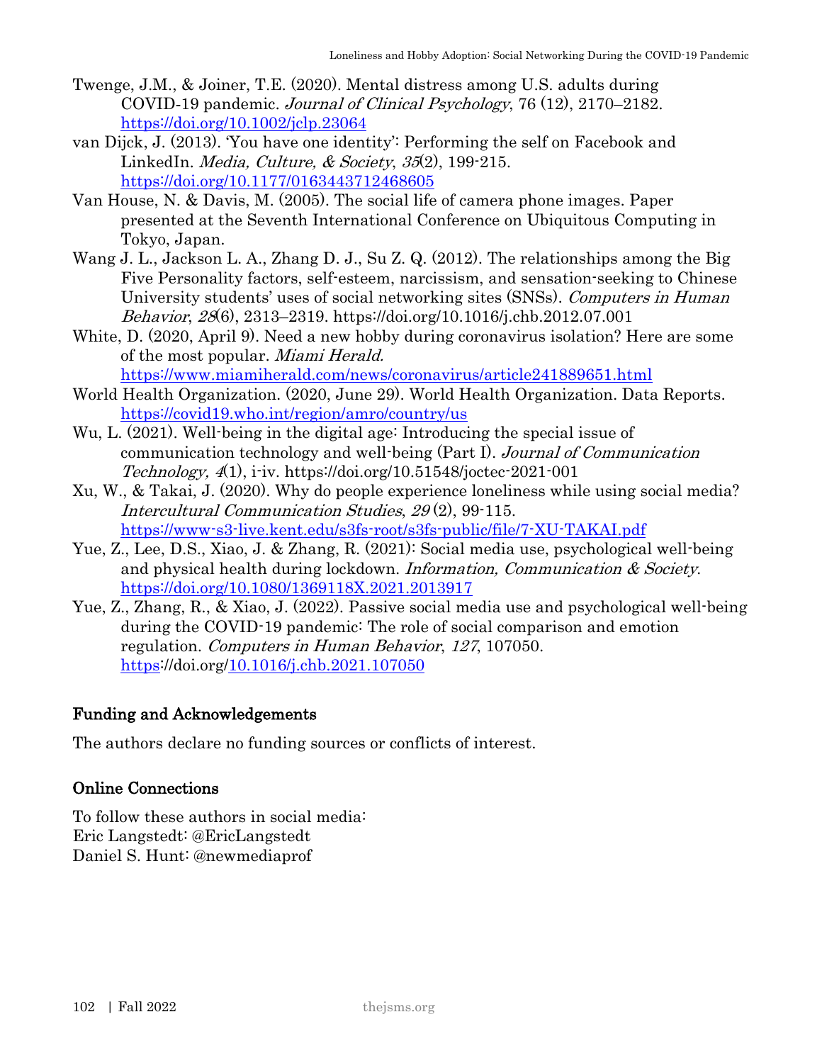Twenge, J.M., & Joiner, T.E. (2020). Mental distress among U.S. adults during COVID-19 pandemic. *Journal of Clinical Psychology*, 76 (12), 2170–2182. https://doi.org/10.1002/jclp.23064

van Dijck, J. (2013). 'You have one identity': Performing the self on Facebook and LinkedIn. *Media, Culture, & Society*, *35*(2), 199-215. https://doi.org/10.1177/0163443712468605

Van House, N. & Davis, M. (2005). The social life of camera phone images. Paper presented at the Seventh International Conference on Ubiquitous Computing in Tokyo, Japan.

Wang J. L., Jackson L. A., Zhang D. J., Su Z. Q. (2012). The relationships among the Big Five Personality factors, self-esteem, narcissism, and sensation-seeking to Chinese University students' uses of social networking sites (SNSs). *Computers in Human Behavior*, *28*(6), 2313–2319. https://doi.org/10.1016/j.chb.2012.07.001

White, D. (2020, April 9). Need a new hobby during coronavirus isolation? Here are some of the most popular. *Miami Herald.* https://www.miamiherald.com/news/coronavirus/article241889651.html

World Health Organization. (2020, June 29). World Health Organization. Data Reports. https://covid19.who.int/region/amro/country/us

Wu, L. (2021). Well-being in the digital age: Introducing the special issue of communication technology and well-being (Part I). *Journal of Communication Technology, 4*(1), i-iv. https://doi.org/10.51548/joctec-2021-001

Xu, W., & Takai, J. (2020). Why do people experience loneliness while using social media? *Intercultural Communication Studies*, *29* (2), 99-115. https://www-s3-live.kent.edu/s3fs-root/s3fs-public/file/7-XU-TAKAI.pdf

Yue, Z., Lee, D.S., Xiao, J. & Zhang, R. (2021): Social media use, psychological well-being and physical health during lockdown. *Information, Communication & Society*. https://doi.org/10.1080/1369118X.2021.2013917

Yue, Z., Zhang, R., & Xiao, J. (2022). Passive social media use and psychological well-being during the COVID-19 pandemic: The role of social comparison and emotion regulation. *Computers in Human Behavior*, *127*, 107050. https://doi.org/10.1016/j.chb.2021.107050

## Funding and Acknowledgements

The authors declare no funding sources or conflicts of interest.

## Online Connections

To follow these authors in social media:
Eric Langstedt: @EricLangstedt
Daniel S. Hunt: @newmediaprof